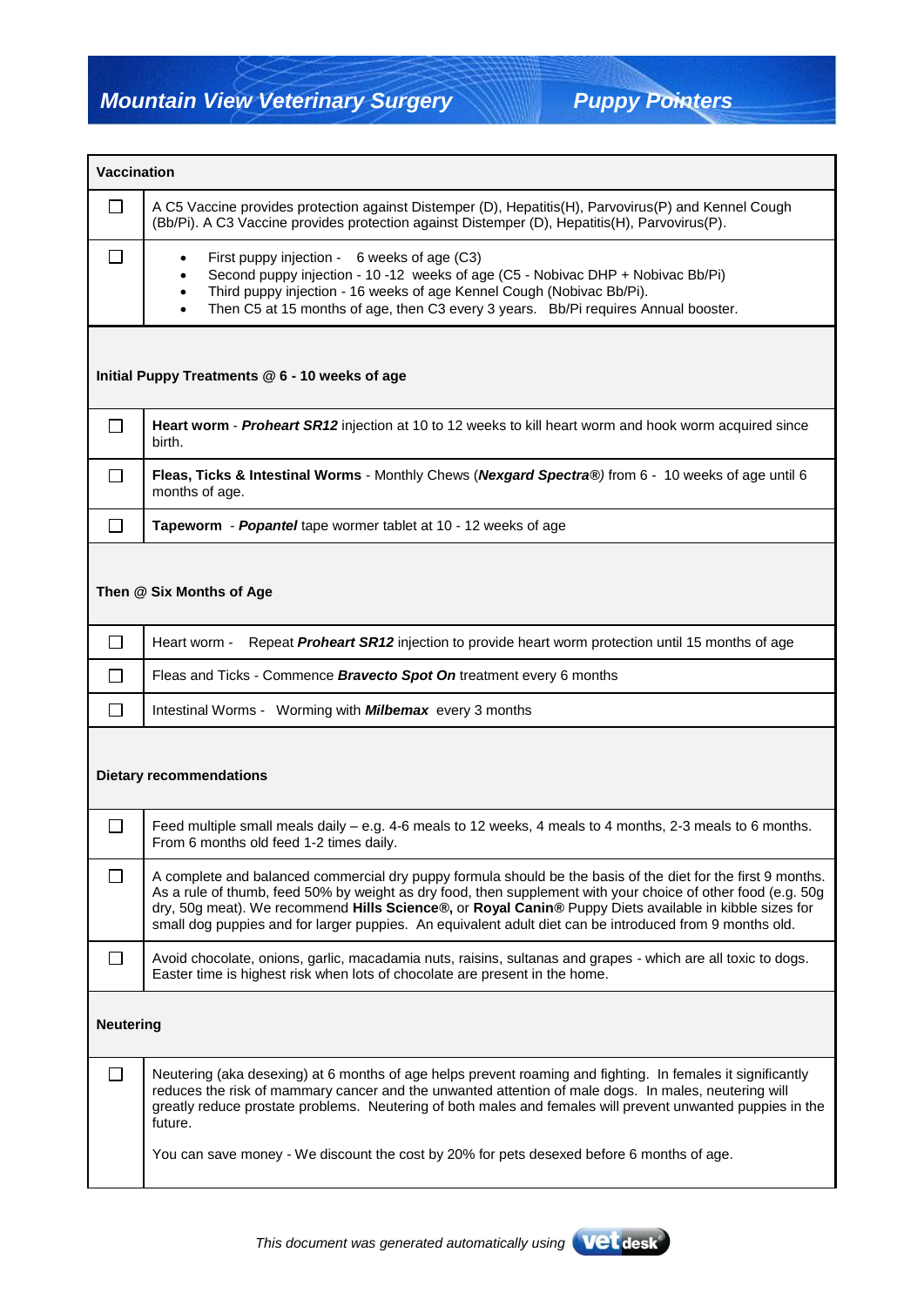# Mountain View Veterinary Surgery — Puppy Pointers

| Vaccination | |
|---|---|
| ☐ | A C5 Vaccine provides protection against Distemper (D), Hepatitis(H), Parvovirus(P) and Kennel Cough (Bb/Pi). A C3 Vaccine provides protection against Distemper (D), Hepatitis(H), Parvovirus(P). |
| ☐ | • First puppy injection - 6 weeks of age (C3)<br>• Second puppy injection - 10 -12 weeks of age (C5 - Nobivac DHP + Nobivac Bb/Pi)<br>• Third puppy injection - 16 weeks of age Kennel Cough (Nobivac Bb/Pi).<br>• Then C5 at 15 months of age, then C3 every 3 years. Bb/Pi requires Annual booster. |
| **Initial Puppy Treatments @ 6 - 10 weeks of age** | |
| ☐ | **Heart worm** - ***Proheart SR12*** injection at 10 to 12 weeks to kill heart worm and hook worm acquired since birth. |
| ☐ | **Fleas, Ticks & Intestinal Worms** - Monthly Chews (***Nexgard Spectra®***) from 6 - 10 weeks of age until 6 months of age. |
| ☐ | **Tapeworm** - ***Popantel*** tape wormer tablet at 10 - 12 weeks of age |
| **Then @ Six Months of Age** | |
| ☐ | Heart worm - Repeat ***Proheart SR12*** injection to provide heart worm protection until 15 months of age |
| ☐ | Fleas and Ticks - Commence ***Bravecto Spot On*** treatment every 6 months |
| ☐ | Intestinal Worms - Worming with ***Milbemax*** every 3 months |
| **Dietary recommendations** | |
| ☐ | Feed multiple small meals daily – e.g. 4-6 meals to 12 weeks, 4 meals to 4 months, 2-3 meals to 6 months. From 6 months old feed 1-2 times daily. |
| ☐ | A complete and balanced commercial dry puppy formula should be the basis of the diet for the first 9 months. As a rule of thumb, feed 50% by weight as dry food, then supplement with your choice of other food (e.g. 50g dry, 50g meat). We recommend **Hills Science®,** or **Royal Canin®** Puppy Diets available in kibble sizes for small dog puppies and for larger puppies. An equivalent adult diet can be introduced from 9 months old. |
| ☐ | Avoid chocolate, onions, garlic, macadamia nuts, raisins, sultanas and grapes - which are all toxic to dogs. Easter time is highest risk when lots of chocolate are present in the home. |
| **Neutering** | |
| ☐ | Neutering (aka desexing) at 6 months of age helps prevent roaming and fighting. In females it significantly reduces the risk of mammary cancer and the unwanted attention of male dogs. In males, neutering will greatly reduce prostate problems. Neutering of both males and females will prevent unwanted puppies in the future.<br><br>You can save money - We discount the cost by 20% for pets desexed before 6 months of age. |

*This document was generated automatically using vetdesk*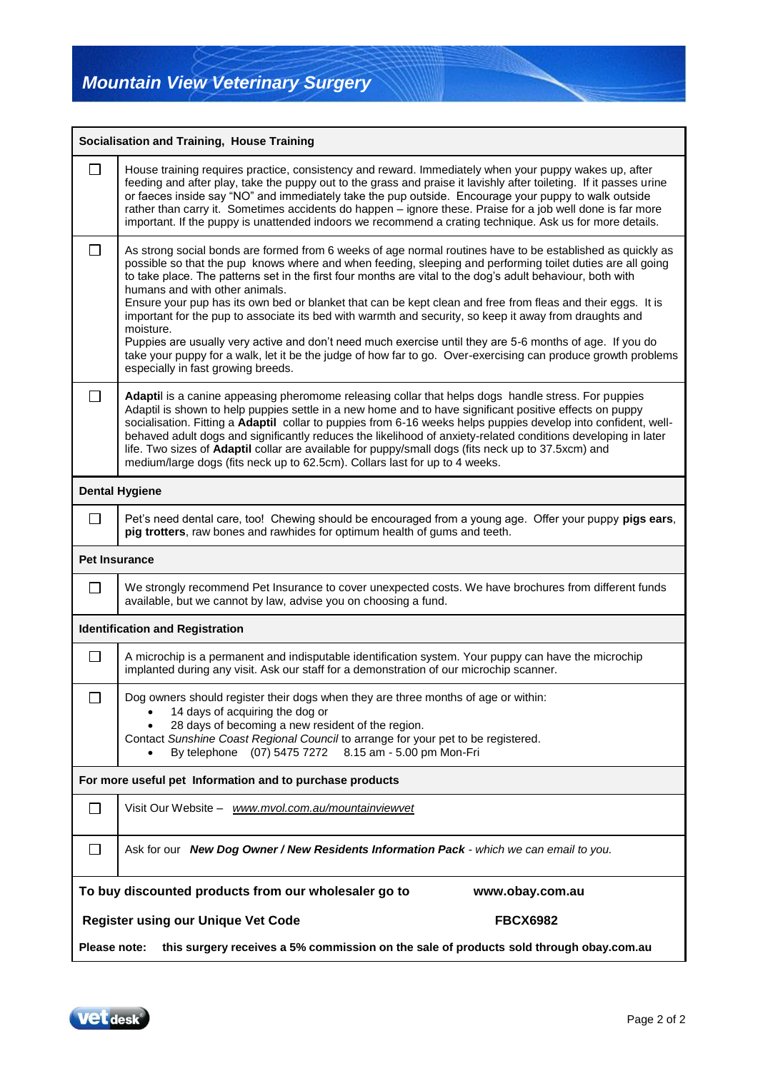## Mountain View Veterinary Surgery

| | |
|---|---|
| **Socialisation and Training, House Training** | |
| ☐ | House training requires practice, consistency and reward. Immediately when your puppy wakes up, after feeding and after play, take the puppy out to the grass and praise it lavishly after toileting. If it passes urine or faeces inside say "NO" and immediately take the pup outside. Encourage your puppy to walk outside rather than carry it. Sometimes accidents do happen – ignore these. Praise for a job well done is far more important. If the puppy is unattended indoors we recommend a crating technique. Ask us for more details. |
| ☐ | As strong social bonds are formed from 6 weeks of age normal routines have to be established as quickly as possible so that the pup knows where and when feeding, sleeping and performing toilet duties are all going to take place. The patterns set in the first four months are vital to the dog's adult behaviour, both with humans and with other animals.<br>Ensure your pup has its own bed or blanket that can be kept clean and free from fleas and their eggs. It is important for the pup to associate its bed with warmth and security, so keep it away from draughts and moisture.<br>Puppies are usually very active and don't need much exercise until they are 5-6 months of age. If you do take your puppy for a walk, let it be the judge of how far to go. Over-exercising can produce growth problems especially in fast growing breeds. |
| ☐ | **Adaptil** is a canine appeasing pheromome releasing collar that helps dogs handle stress. For puppies Adaptil is shown to help puppies settle in a new home and to have significant positive effects on puppy socialisation. Fitting a **Adaptil** collar to puppies from 6-16 weeks helps puppy develop into confident, well-behaved adult dogs and significantly reduces the likelihood of anxiety-related conditions developing in later life. Two sizes of **Adaptil** collar are available for puppy/small dogs (fits neck up to 37.5xcm) and medium/large dogs (fits neck up to 62.5cm). Collars last for up to 4 weeks. |
| **Dental Hygiene** | |
| ☐ | Pet's need dental care, too! Chewing should be encouraged from a young age. Offer your puppy **pigs ears**, **pig trotters**, raw bones and rawhides for optimum health of gums and teeth. |
| **Pet Insurance** | |
| ☐ | We strongly recommend Pet Insurance to cover unexpected costs. We have brochures from different funds available, but we cannot by law, advise you on choosing a fund. |
| **Identification and Registration** | |
| ☐ | A microchip is a permanent and indisputable identification system. Your puppy can have the microchip implanted during any visit. Ask our staff for a demonstration of our microchip scanner. |
| ☐ | Dog owners should register their dogs when they are three months of age or within:<br>• 14 days of acquiring the dog or<br>• 28 days of becoming a new resident of the region.<br>Contact *Sunshine Coast Regional Council* to arrange for your pet to be registered.<br>• By telephone (07) 5475 7272 8.15 am - 5.00 pm Mon-Fri |
| **For more useful pet Information and to purchase products** | |
| ☐ | Visit Our Website – *www.mvol.com.au/mountainviewvet* |
| ☐ | Ask for our ***New Dog Owner / New Residents Information Pack*** *- which we can email to you.* |

**To buy discounted products from our wholesaler go to** **www.obay.com.au**

**Register using our Unique Vet Code** **FBCX6982**

**Please note: this surgery receives a 5% commission on the sale of products sold through obay.com.au**